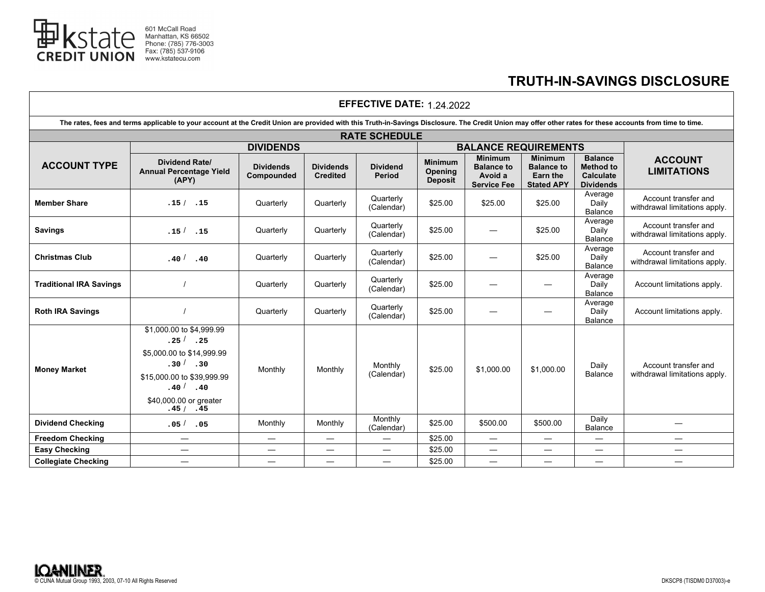kstate CREDIT UNION

601 McCall Road
Manhattan, KS 66502
Phone: (785) 776-3003
Fax: (785) 537-9106
www.kstatecu.com

# TRUTH-IN-SAVINGS DISCLOSURE

**EFFECTIVE DATE:** 1.24.2022

**The rates, fees and terms applicable to your account at the Credit Union are provided with this Truth-in-Savings Disclosure. The Credit Union may offer other rates for these accounts from time to time.**

## RATE SCHEDULE

| ACCOUNT TYPE | DIVIDENDS | | | | BALANCE REQUIREMENTS | | | | ACCOUNT LIMITATIONS |
|---|---|---|---|---|---|---|---|---|---|
| | Dividend Rate/ Annual Percentage Yield (APY) | Dividends Compounded | Dividends Credited | Dividend Period | Minimum Opening Deposit | Minimum Balance to Avoid a Service Fee | Minimum Balance to Earn the Stated APY | Balance Method to Calculate Dividends | |
| **Member Share** | .15 / .15 | Quarterly | Quarterly | Quarterly (Calendar) | $25.00 | $25.00 | $25.00 | Average Daily Balance | Account transfer and withdrawal limitations apply. |
| **Savings** | .15 / .15 | Quarterly | Quarterly | Quarterly (Calendar) | $25.00 | — | $25.00 | Average Daily Balance | Account transfer and withdrawal limitations apply. |
| **Christmas Club** | .40 / .40 | Quarterly | Quarterly | Quarterly (Calendar) | $25.00 | — | $25.00 | Average Daily Balance | Account transfer and withdrawal limitations apply. |
| **Traditional IRA Savings** | / | Quarterly | Quarterly | Quarterly (Calendar) | $25.00 | — | — | Average Daily Balance | Account limitations apply. |
| **Roth IRA Savings** | / | Quarterly | Quarterly | Quarterly (Calendar) | $25.00 | — | — | Average Daily Balance | Account limitations apply. |
| **Money Market** | $1,000.00 to $4,999.99 .25 / .25<br>$5,000.00 to $14,999.99 .30 / .30<br>$15,000.00 to $39,999.99 .40 / .40<br>$40,000.00 or greater .45 / .45 | Monthly | Monthly | Monthly (Calendar) | $25.00 | $1,000.00 | $1,000.00 | Daily Balance | Account transfer and withdrawal limitations apply. |
| **Dividend Checking** | .05 / .05 | Monthly | Monthly | Monthly (Calendar) | $25.00 | $500.00 | $500.00 | Daily Balance | — |
| **Freedom Checking** | — | — | — | — | $25.00 | — | — | — | — |
| **Easy Checking** | — | — | — | — | $25.00 | — | — | — | — |
| **Collegiate Checking** | — | — | — | — | $25.00 | — | — | — | — |

LOANLINER®
© CUNA Mutual Group 1993, 2003, 07-10 All Rights Reserved

DKSCP8 (TISDM0 D37003)-e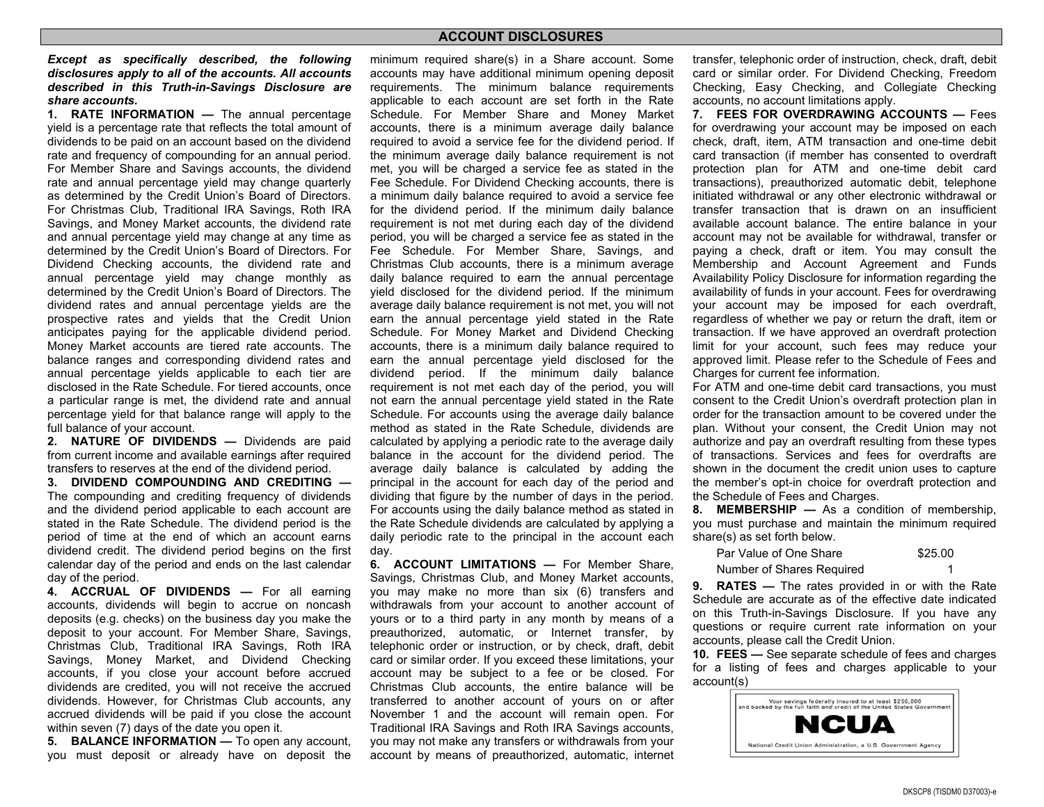## ACCOUNT DISCLOSURES

***Except as specifically described, the following disclosures apply to all of the accounts. All accounts described in this Truth-in-Savings Disclosure are share accounts.***

**1. RATE INFORMATION —** The annual percentage yield is a percentage rate that reflects the total amount of dividends to be paid on an account based on the dividend rate and frequency of compounding for an annual period. For Member Share and Savings accounts, the dividend rate and annual percentage yield may change quarterly as determined by the Credit Union's Board of Directors. For Christmas Club, Traditional IRA Savings, Roth IRA Savings, and Money Market accounts, the dividend rate and annual percentage yield may change at any time as determined by the Credit Union's Board of Directors. For Dividend Checking accounts, the dividend rate and annual percentage yield may change monthly as determined by the Credit Union's Board of Directors. The dividend rates and annual percentage yields are the prospective rates and yields that the Credit Union anticipates paying for the applicable dividend period. Money Market accounts are tiered rate accounts. The balance ranges and corresponding dividend rates and annual percentage yields applicable to each tier are disclosed in the Rate Schedule. For tiered accounts, once a particular range is met, the dividend rate and annual percentage yield for that balance range will apply to the full balance of your account.

**2. NATURE OF DIVIDENDS —** Dividends are paid from current income and available earnings after required transfers to reserves at the end of the dividend period.

**3. DIVIDEND COMPOUNDING AND CREDITING —** The compounding and crediting frequency of dividends and the dividend period applicable to each account are stated in the Rate Schedule. The dividend period is the period of time at the end of which an account earns dividend credit. The dividend period begins on the first calendar day of the period and ends on the last calendar day of the period.

**4. ACCRUAL OF DIVIDENDS —** For all earning accounts, dividends will begin to accrue on noncash deposits (e.g. checks) on the business day you make the deposit to your account. For Member Share, Savings, Christmas Club, Traditional IRA Savings, Roth IRA Savings, Money Market, and Dividend Checking accounts, if you close your account before accrued dividends are credited, you will not receive the accrued dividends. However, for Christmas Club accounts, any accrued dividends will be paid if you close the account within seven (7) days of the date you open it.

**5. BALANCE INFORMATION —** To open any account, you must deposit or already have on deposit the minimum required share(s) in a Share account. Some accounts may have additional minimum opening deposit requirements. The minimum balance requirements applicable to each account are set forth in the Rate Schedule. For Member Share and Money Market accounts, there is a minimum average daily balance required to avoid a service fee for the dividend period. If the minimum average daily balance requirement is not met, you will be charged a service fee as stated in the Fee Schedule. For Dividend Checking accounts, there is a minimum daily balance required to avoid a service fee for the dividend period. If the minimum daily balance requirement is not met during each day of the dividend period, you will be charged a service fee as stated in the Fee Schedule. For Member Share, Savings, and Christmas Club accounts, there is a minimum average daily balance required to earn the annual percentage yield disclosed for the dividend period. If the minimum average daily balance requirement is not met, you will not earn the annual percentage yield stated in the Rate Schedule. For Money Market and Dividend Checking accounts, there is a minimum daily balance required to earn the annual percentage yield disclosed for the dividend period. If the minimum daily balance requirement is not met each day of the period, you will not earn the annual percentage yield stated in the Rate Schedule. For accounts using the average daily balance method as stated in the Rate Schedule, dividends are calculated by applying a periodic rate to the average daily balance in the account for the dividend period. The average daily balance is calculated by adding the principal in the account for each day of the period and dividing that figure by the number of days in the period. For accounts using the daily balance method as stated in the Rate Schedule dividends are calculated by applying a daily periodic rate to the principal in the account each day.

**6. ACCOUNT LIMITATIONS —** For Member Share, Savings, Christmas Club, and Money Market accounts, you may make no more than six (6) transfers and withdrawals from your account to another account of yours or to a third party in any month by means of a preauthorized, automatic, or Internet transfer, by telephonic order or instruction, or by check, draft, debit card or similar order. If you exceed these limitations, your account may be subject to a fee or be closed. For Christmas Club accounts, the entire balance will be transferred to another account of yours on or after November 1 and the account will remain open. For Traditional IRA Savings and Roth IRA Savings accounts, you may not make any transfers or withdrawals from your account by means of preauthorized, automatic, internet transfer, telephonic order of instruction, check, draft, debit card or similar order. For Dividend Checking, Freedom Checking, Easy Checking, and Collegiate Checking accounts, no account limitations apply.

**7. FEES FOR OVERDRAWING ACCOUNTS —** Fees for overdrawing your account may be imposed on each check, draft, item, ATM transaction and one-time debit card transaction (if member has consented to overdraft protection plan for ATM and one-time debit card transactions), preauthorized automatic debit, telephone initiated withdrawal or any other electronic withdrawal or transfer transaction that is drawn on an insufficient available account balance. The entire balance in your account may not be available for withdrawal, transfer or paying a check, draft or item. You may consult the Membership and Account Agreement and Funds Availability Policy Disclosure for information regarding the availability of funds in your account. Fees for overdrawing your account may be imposed for each overdraft, regardless of whether we pay or return the draft, item or transaction. If we have approved an overdraft protection limit for your account, such fees may reduce your approved limit. Please refer to the Schedule of Fees and Charges for current fee information.

For ATM and one-time debit card transactions, you must consent to the Credit Union's overdraft protection plan in order for the transaction amount to be covered under the plan. Without your consent, the Credit Union may not authorize and pay an overdraft resulting from these types of transactions. Services and fees for overdrafts are shown in the document the credit union uses to capture the member's opt-in choice for overdraft protection and the Schedule of Fees and Charges.

**8. MEMBERSHIP —** As a condition of membership, you must purchase and maintain the minimum required share(s) as set forth below.

| | |
|---|---|
| Par Value of One Share | $25.00 |
| Number of Shares Required | 1 |

**9. RATES —** The rates provided in or with the Rate Schedule are accurate as of the effective date indicated on this Truth-in-Savings Disclosure. If you have any questions or require current rate information on your accounts, please call the Credit Union.

**10. FEES —** See separate schedule of fees and charges for a listing of fees and charges applicable to your account(s)

Your savings federally insured to at least $250,000 and backed by the full faith and credit of the United States Government

NCUA

National Credit Union Administration, a U.S. Government Agency

DKSCP8 (TISDM0 D37003)-e